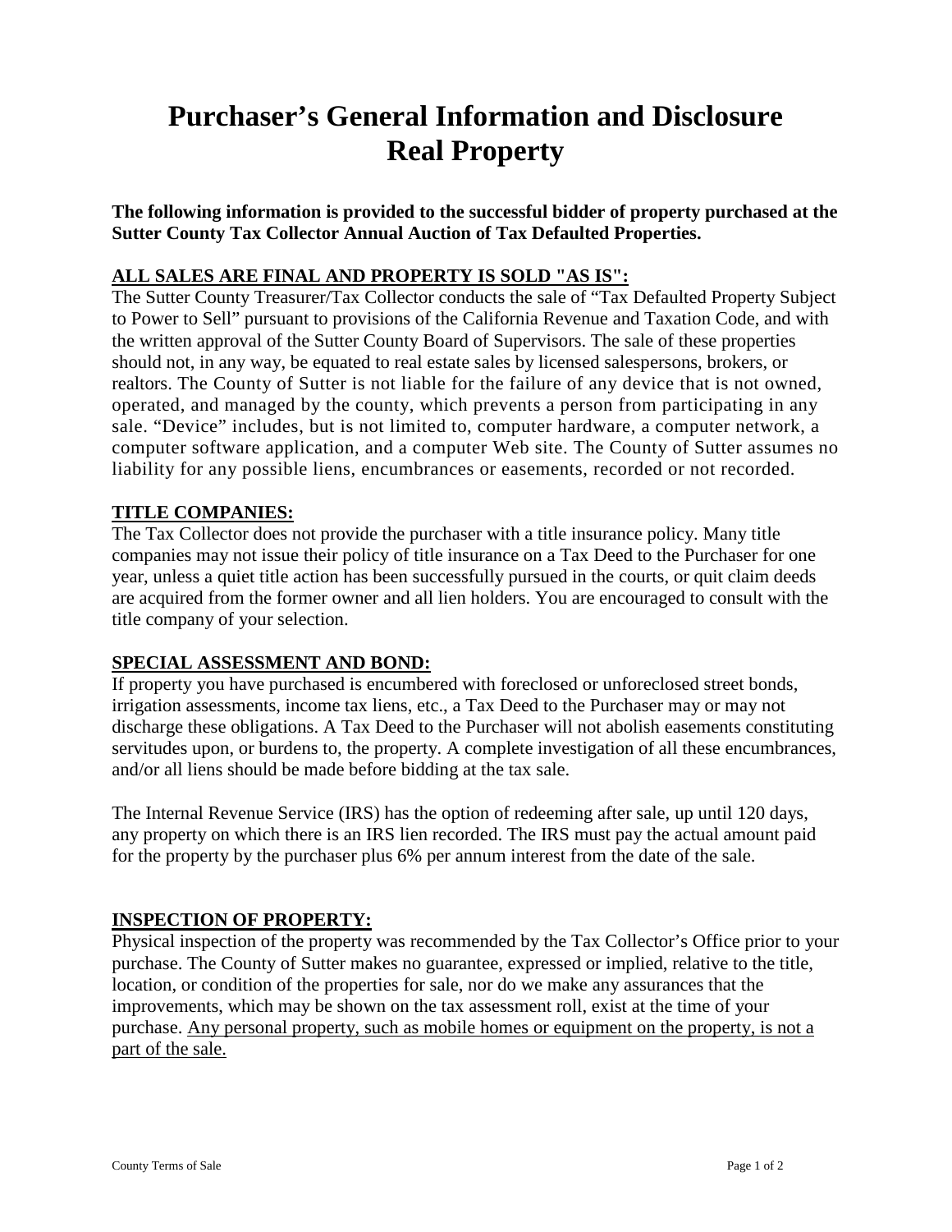# Purchaser's General Information and Disclosure Real Property

**The following information is provided to the successful bidder of property purchased at the Sutter County Tax Collector Annual Auction of Tax Defaulted Properties.**

## ALL SALES ARE FINAL AND PROPERTY IS SOLD "AS IS":

The Sutter County Treasurer/Tax Collector conducts the sale of "Tax Defaulted Property Subject to Power to Sell" pursuant to provisions of the California Revenue and Taxation Code, and with the written approval of the Sutter County Board of Supervisors. The sale of these properties should not, in any way, be equated to real estate sales by licensed salespersons, brokers, or realtors. The County of Sutter is not liable for the failure of any device that is not owned, operated, and managed by the county, which prevents a person from participating in any sale. "Device" includes, but is not limited to, computer hardware, a computer network, a computer software application, and a computer Web site. The County of Sutter assumes no liability for any possible liens, encumbrances or easements, recorded or not recorded.

## TITLE COMPANIES:

The Tax Collector does not provide the purchaser with a title insurance policy. Many title companies may not issue their policy of title insurance on a Tax Deed to the Purchaser for one year, unless a quiet title action has been successfully pursued in the courts, or quit claim deeds are acquired from the former owner and all lien holders. You are encouraged to consult with the title company of your selection.

## SPECIAL ASSESSMENT AND BOND:

If property you have purchased is encumbered with foreclosed or unforeclosed street bonds, irrigation assessments, income tax liens, etc., a Tax Deed to the Purchaser may or may not discharge these obligations. A Tax Deed to the Purchaser will not abolish easements constituting servitudes upon, or burdens to, the property. A complete investigation of all these encumbrances, and/or all liens should be made before bidding at the tax sale.

The Internal Revenue Service (IRS) has the option of redeeming after sale, up until 120 days, any property on which there is an IRS lien recorded. The IRS must pay the actual amount paid for the property by the purchaser plus 6% per annum interest from the date of the sale.

## INSPECTION OF PROPERTY:

Physical inspection of the property was recommended by the Tax Collector's Office prior to your purchase. The County of Sutter makes no guarantee, expressed or implied, relative to the title, location, or condition of the properties for sale, nor do we make any assurances that the improvements, which may be shown on the tax assessment roll, exist at the time of your purchase. Any personal property, such as mobile homes or equipment on the property, is not a part of the sale.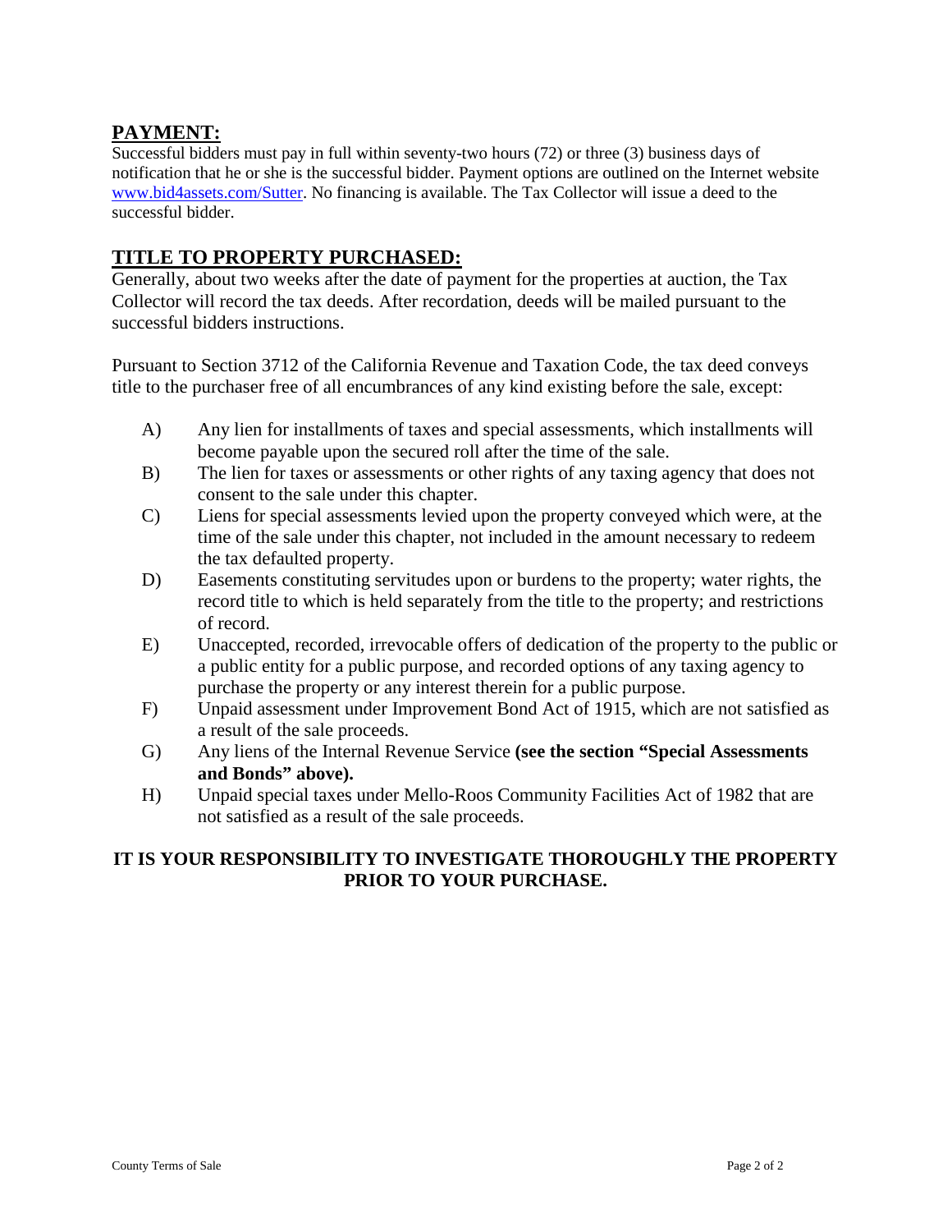## PAYMENT:

Successful bidders must pay in full within seventy-two hours (72) or three (3) business days of notification that he or she is the successful bidder. Payment options are outlined on the Internet website [www.bid4assets.com/Sutter](http://www.bid4assets.com/Sutter). No financing is available. The Tax Collector will issue a deed to the successful bidder.

## TITLE TO PROPERTY PURCHASED:

Generally, about two weeks after the date of payment for the properties at auction, the Tax Collector will record the tax deeds. After recordation, deeds will be mailed pursuant to the successful bidders instructions.

Pursuant to Section 3712 of the California Revenue and Taxation Code, the tax deed conveys title to the purchaser free of all encumbrances of any kind existing before the sale, except:

A) Any lien for installments of taxes and special assessments, which installments will become payable upon the secured roll after the time of the sale.

B) The lien for taxes or assessments or other rights of any taxing agency that does not consent to the sale under this chapter.

C) Liens for special assessments levied upon the property conveyed which were, at the time of the sale under this chapter, not included in the amount necessary to redeem the tax defaulted property.

D) Easements constituting servitudes upon or burdens to the property; water rights, the record title to which is held separately from the title to the property; and restrictions of record.

E) Unaccepted, recorded, irrevocable offers of dedication of the property to the public or a public entity for a public purpose, and recorded options of any taxing agency to purchase the property or any interest therein for a public purpose.

F) Unpaid assessment under Improvement Bond Act of 1915, which are not satisfied as a result of the sale proceeds.

G) Any liens of the Internal Revenue Service **(see the section "Special Assessments and Bonds" above).**

H) Unpaid special taxes under Mello-Roos Community Facilities Act of 1982 that are not satisfied as a result of the sale proceeds.

**IT IS YOUR RESPONSIBILITY TO INVESTIGATE THOROUGHLY THE PROPERTY PRIOR TO YOUR PURCHASE.**